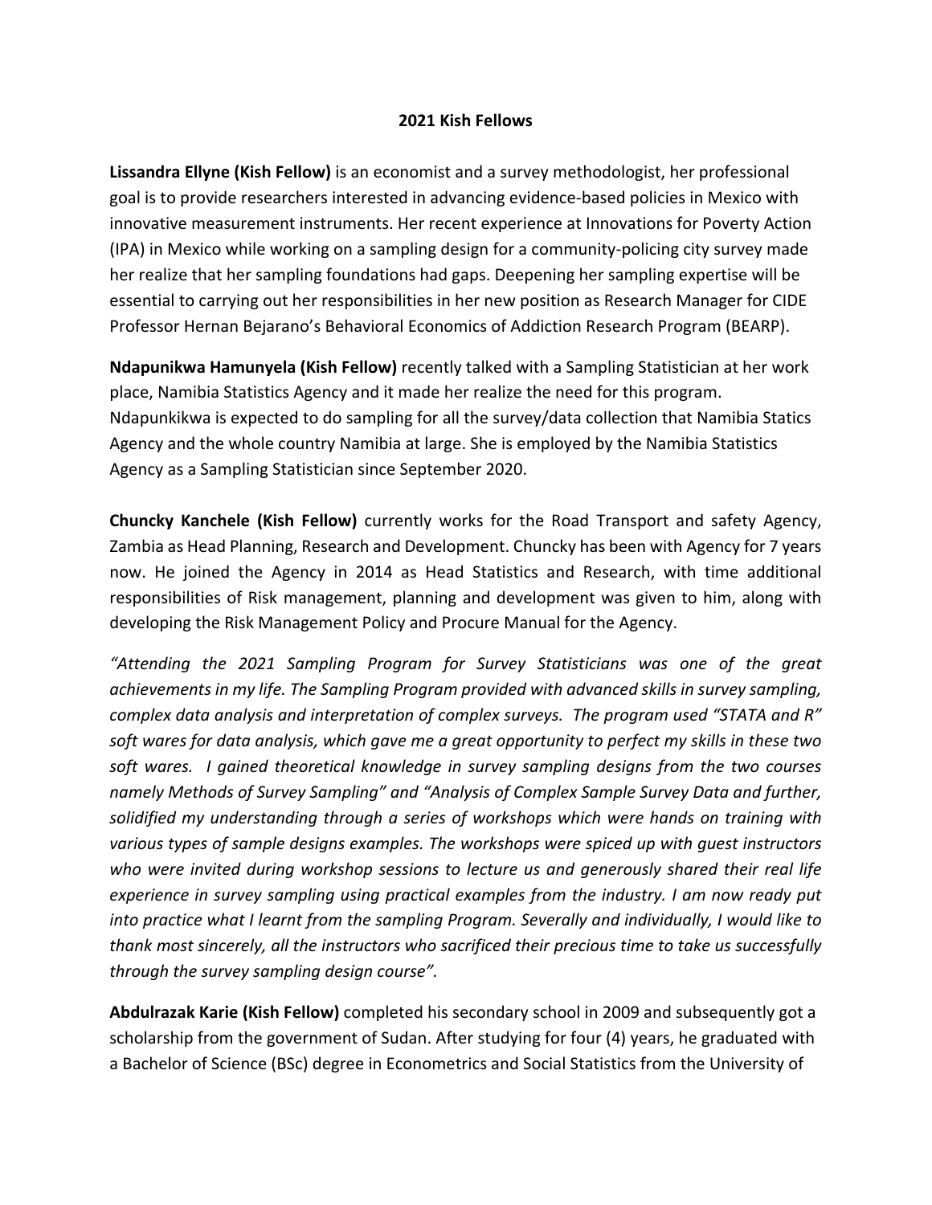# 2021 Kish Fellows

**Lissandra Ellyne (Kish Fellow)** is an economist and a survey methodologist, her professional goal is to provide researchers interested in advancing evidence-based policies in Mexico with innovative measurement instruments. Her recent experience at Innovations for Poverty Action (IPA) in Mexico while working on a sampling design for a community-policing city survey made her realize that her sampling foundations had gaps. Deepening her sampling expertise will be essential to carrying out her responsibilities in her new position as Research Manager for CIDE Professor Hernan Bejarano's Behavioral Economics of Addiction Research Program (BEARP).

**Ndapunikwa Hamunyela (Kish Fellow)** recently talked with a Sampling Statistician at her work place, Namibia Statistics Agency and it made her realize the need for this program. Ndapunkikwa is expected to do sampling for all the survey/data collection that Namibia Statics Agency and the whole country Namibia at large. She is employed by the Namibia Statistics Agency as a Sampling Statistician since September 2020.

**Chuncky Kanchele (Kish Fellow)** currently works for the Road Transport and safety Agency, Zambia as Head Planning, Research and Development. Chuncky has been with Agency for 7 years now. He joined the Agency in 2014 as Head Statistics and Research, with time additional responsibilities of Risk management, planning and development was given to him, along with developing the Risk Management Policy and Procure Manual for the Agency.

*"Attending the 2021 Sampling Program for Survey Statisticians was one of the great achievements in my life. The Sampling Program provided with advanced skills in survey sampling, complex data analysis and interpretation of complex surveys. The program used "STATA and R" soft wares for data analysis, which gave me a great opportunity to perfect my skills in these two soft wares. I gained theoretical knowledge in survey sampling designs from the two courses namely Methods of Survey Sampling" and "Analysis of Complex Sample Survey Data and further, solidified my understanding through a series of workshops which were hands on training with various types of sample designs examples. The workshops were spiced up with guest instructors who were invited during workshop sessions to lecture us and generously shared their real life experience in survey sampling using practical examples from the industry. I am now ready put into practice what I learnt from the sampling Program. Severally and individually, I would like to thank most sincerely, all the instructors who sacrificed their precious time to take us successfully through the survey sampling design course".*

**Abdulrazak Karie (Kish Fellow)** completed his secondary school in 2009 and subsequently got a scholarship from the government of Sudan. After studying for four (4) years, he graduated with a Bachelor of Science (BSc) degree in Econometrics and Social Statistics from the University of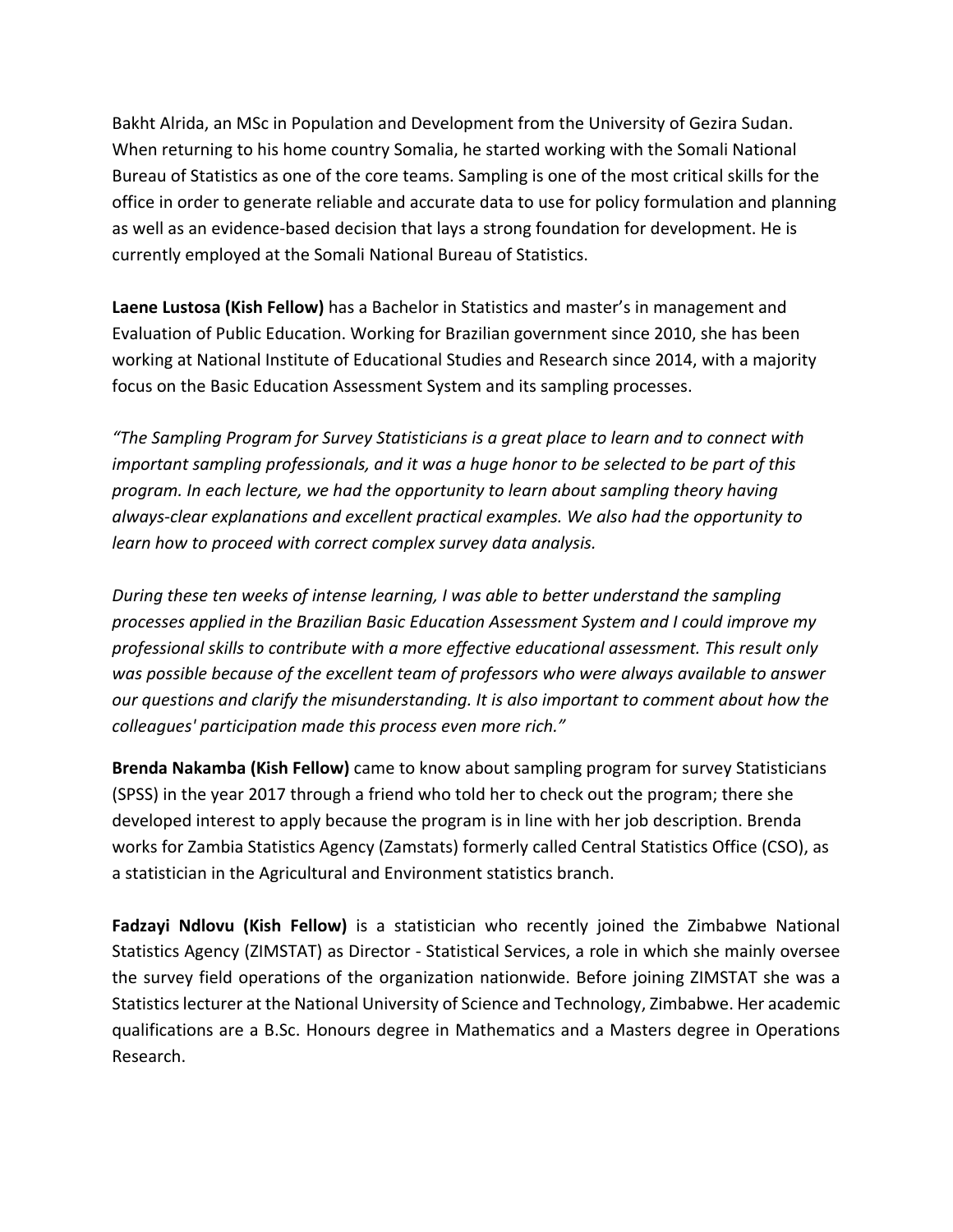Bakht Alrida, an MSc in Population and Development from the University of Gezira Sudan. When returning to his home country Somalia, he started working with the Somali National Bureau of Statistics as one of the core teams. Sampling is one of the most critical skills for the office in order to generate reliable and accurate data to use for policy formulation and planning as well as an evidence-based decision that lays a strong foundation for development. He is currently employed at the Somali National Bureau of Statistics.

**Laene Lustosa (Kish Fellow)** has a Bachelor in Statistics and master's in management and Evaluation of Public Education. Working for Brazilian government since 2010, she has been working at National Institute of Educational Studies and Research since 2014, with a majority focus on the Basic Education Assessment System and its sampling processes.

*"The Sampling Program for Survey Statisticians is a great place to learn and to connect with important sampling professionals, and it was a huge honor to be selected to be part of this program. In each lecture, we had the opportunity to learn about sampling theory having always-clear explanations and excellent practical examples. We also had the opportunity to learn how to proceed with correct complex survey data analysis.*

*During these ten weeks of intense learning, I was able to better understand the sampling processes applied in the Brazilian Basic Education Assessment System and I could improve my professional skills to contribute with a more effective educational assessment. This result only was possible because of the excellent team of professors who were always available to answer our questions and clarify the misunderstanding. It is also important to comment about how the colleagues' participation made this process even more rich."*

**Brenda Nakamba (Kish Fellow)** came to know about sampling program for survey Statisticians (SPSS) in the year 2017 through a friend who told her to check out the program; there she developed interest to apply because the program is in line with her job description. Brenda works for Zambia Statistics Agency (Zamstats) formerly called Central Statistics Office (CSO), as a statistician in the Agricultural and Environment statistics branch.

**Fadzayi Ndlovu (Kish Fellow)** is a statistician who recently joined the Zimbabwe National Statistics Agency (ZIMSTAT) as Director - Statistical Services, a role in which she mainly oversee the survey field operations of the organization nationwide. Before joining ZIMSTAT she was a Statistics lecturer at the National University of Science and Technology, Zimbabwe. Her academic qualifications are a B.Sc. Honours degree in Mathematics and a Masters degree in Operations Research.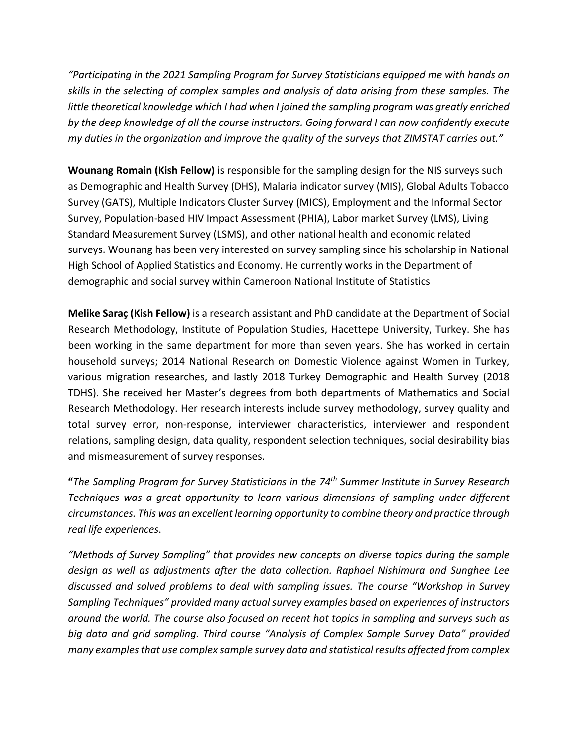*"Participating in the 2021 Sampling Program for Survey Statisticians equipped me with hands on skills in the selecting of complex samples and analysis of data arising from these samples. The little theoretical knowledge which I had when I joined the sampling program was greatly enriched by the deep knowledge of all the course instructors. Going forward I can now confidently execute my duties in the organization and improve the quality of the surveys that ZIMSTAT carries out."*

**Wounang Romain (Kish Fellow)** is responsible for the sampling design for the NIS surveys such as Demographic and Health Survey (DHS), Malaria indicator survey (MIS), Global Adults Tobacco Survey (GATS), Multiple Indicators Cluster Survey (MICS), Employment and the Informal Sector Survey, Population-based HIV Impact Assessment (PHIA), Labor market Survey (LMS), Living Standard Measurement Survey (LSMS), and other national health and economic related surveys. Wounang has been very interested on survey sampling since his scholarship in National High School of Applied Statistics and Economy. He currently works in the Department of demographic and social survey within Cameroon National Institute of Statistics

**Melike Saraç (Kish Fellow)** is a research assistant and PhD candidate at the Department of Social Research Methodology, Institute of Population Studies, Hacettepe University, Turkey. She has been working in the same department for more than seven years. She has worked in certain household surveys; 2014 National Research on Domestic Violence against Women in Turkey, various migration researches, and lastly 2018 Turkey Demographic and Health Survey (2018 TDHS). She received her Master's degrees from both departments of Mathematics and Social Research Methodology. Her research interests include survey methodology, survey quality and total survey error, non-response, interviewer characteristics, interviewer and respondent relations, sampling design, data quality, respondent selection techniques, social desirability bias and mismeasurement of survey responses.

**"***The Sampling Program for Survey Statisticians in the 74th Summer Institute in Survey Research Techniques was a great opportunity to learn various dimensions of sampling under different circumstances. This was an excellent learning opportunity to combine theory and practice through real life experiences*.

*"Methods of Survey Sampling" that provides new concepts on diverse topics during the sample design as well as adjustments after the data collection. Raphael Nishimura and Sunghee Lee discussed and solved problems to deal with sampling issues. The course "Workshop in Survey Sampling Techniques" provided many actual survey examples based on experiences of instructors around the world. The course also focused on recent hot topics in sampling and surveys such as big data and grid sampling. Third course "Analysis of Complex Sample Survey Data" provided many examples that use complex sample survey data and statistical results affected from complex*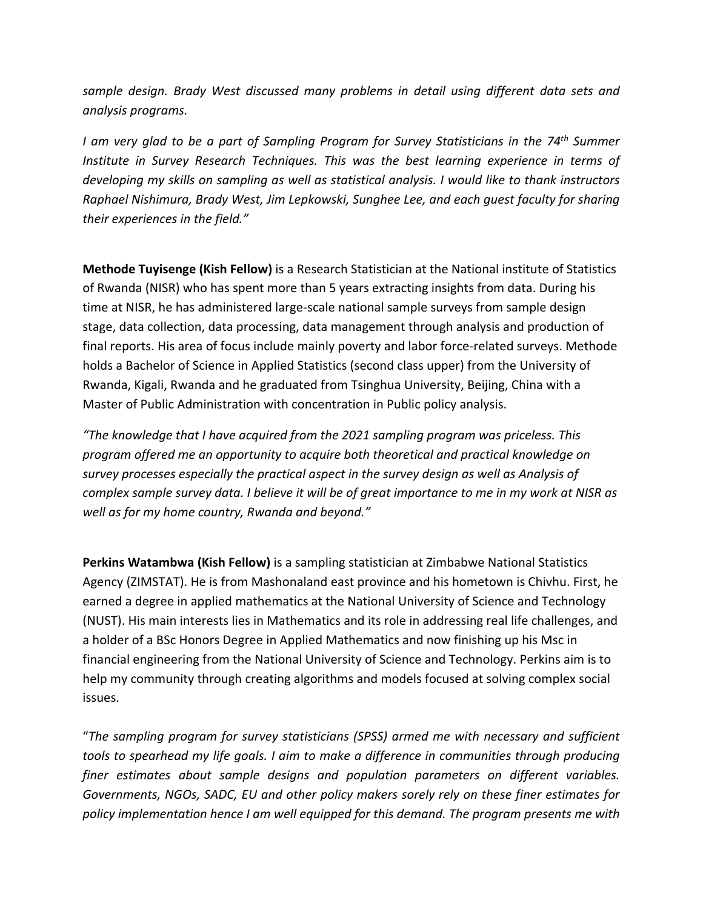*sample design. Brady West discussed many problems in detail using different data sets and analysis programs.*

*I am very glad to be a part of Sampling Program for Survey Statisticians in the 74th Summer Institute in Survey Research Techniques. This was the best learning experience in terms of developing my skills on sampling as well as statistical analysis. I would like to thank instructors Raphael Nishimura, Brady West, Jim Lepkowski, Sunghee Lee, and each guest faculty for sharing their experiences in the field."*

**Methode Tuyisenge (Kish Fellow)** is a Research Statistician at the National institute of Statistics of Rwanda (NISR) who has spent more than 5 years extracting insights from data. During his time at NISR, he has administered large-scale national sample surveys from sample design stage, data collection, data processing, data management through analysis and production of final reports. His area of focus include mainly poverty and labor force-related surveys. Methode holds a Bachelor of Science in Applied Statistics (second class upper) from the University of Rwanda, Kigali, Rwanda and he graduated from Tsinghua University, Beijing, China with a Master of Public Administration with concentration in Public policy analysis.

*"The knowledge that I have acquired from the 2021 sampling program was priceless. This program offered me an opportunity to acquire both theoretical and practical knowledge on survey processes especially the practical aspect in the survey design as well as Analysis of complex sample survey data. I believe it will be of great importance to me in my work at NISR as well as for my home country, Rwanda and beyond."*

**Perkins Watambwa (Kish Fellow)** is a sampling statistician at Zimbabwe National Statistics Agency (ZIMSTAT). He is from Mashonaland east province and his hometown is Chivhu. First, he earned a degree in applied mathematics at the National University of Science and Technology (NUST). His main interests lies in Mathematics and its role in addressing real life challenges, and a holder of a BSc Honors Degree in Applied Mathematics and now finishing up his Msc in financial engineering from the National University of Science and Technology. Perkins aim is to help my community through creating algorithms and models focused at solving complex social issues.

"*The sampling program for survey statisticians (SPSS) armed me with necessary and sufficient tools to spearhead my life goals. I aim to make a difference in communities through producing finer estimates about sample designs and population parameters on different variables. Governments, NGOs, SADC, EU and other policy makers sorely rely on these finer estimates for policy implementation hence I am well equipped for this demand. The program presents me with*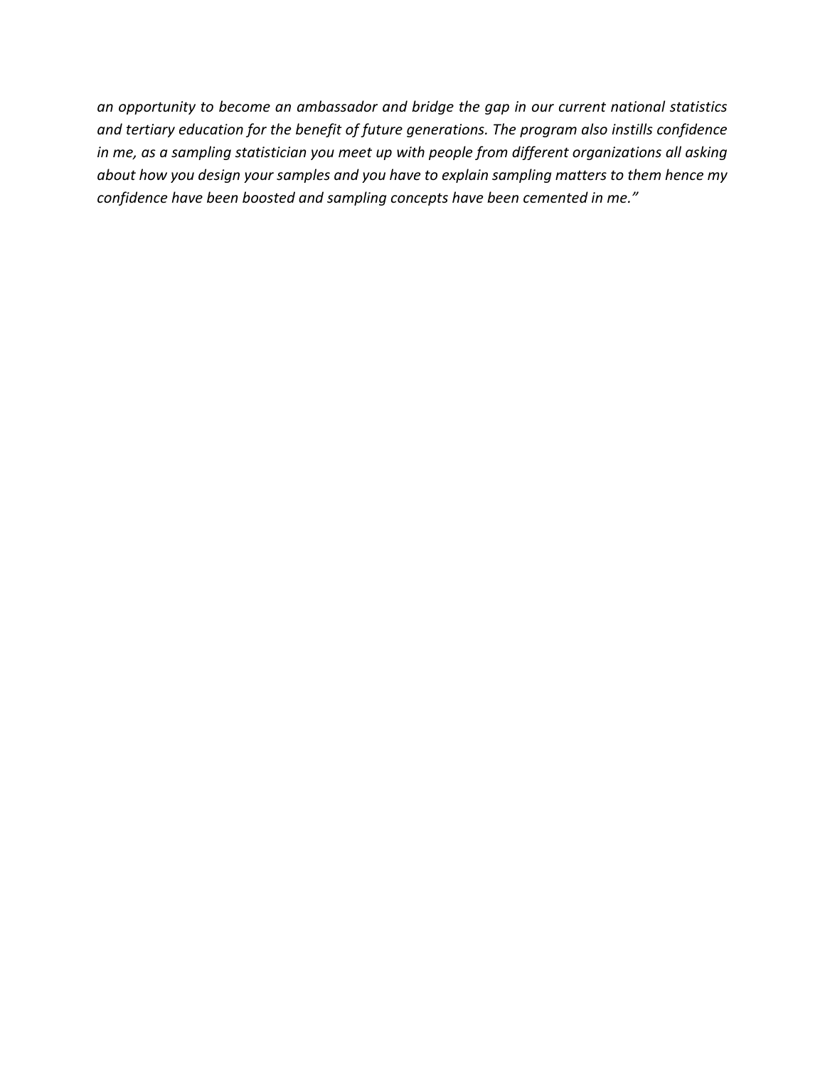*an opportunity to become an ambassador and bridge the gap in our current national statistics and tertiary education for the benefit of future generations. The program also instills confidence in me, as a sampling statistician you meet up with people from different organizations all asking about how you design your samples and you have to explain sampling matters to them hence my confidence have been boosted and sampling concepts have been cemented in me."*